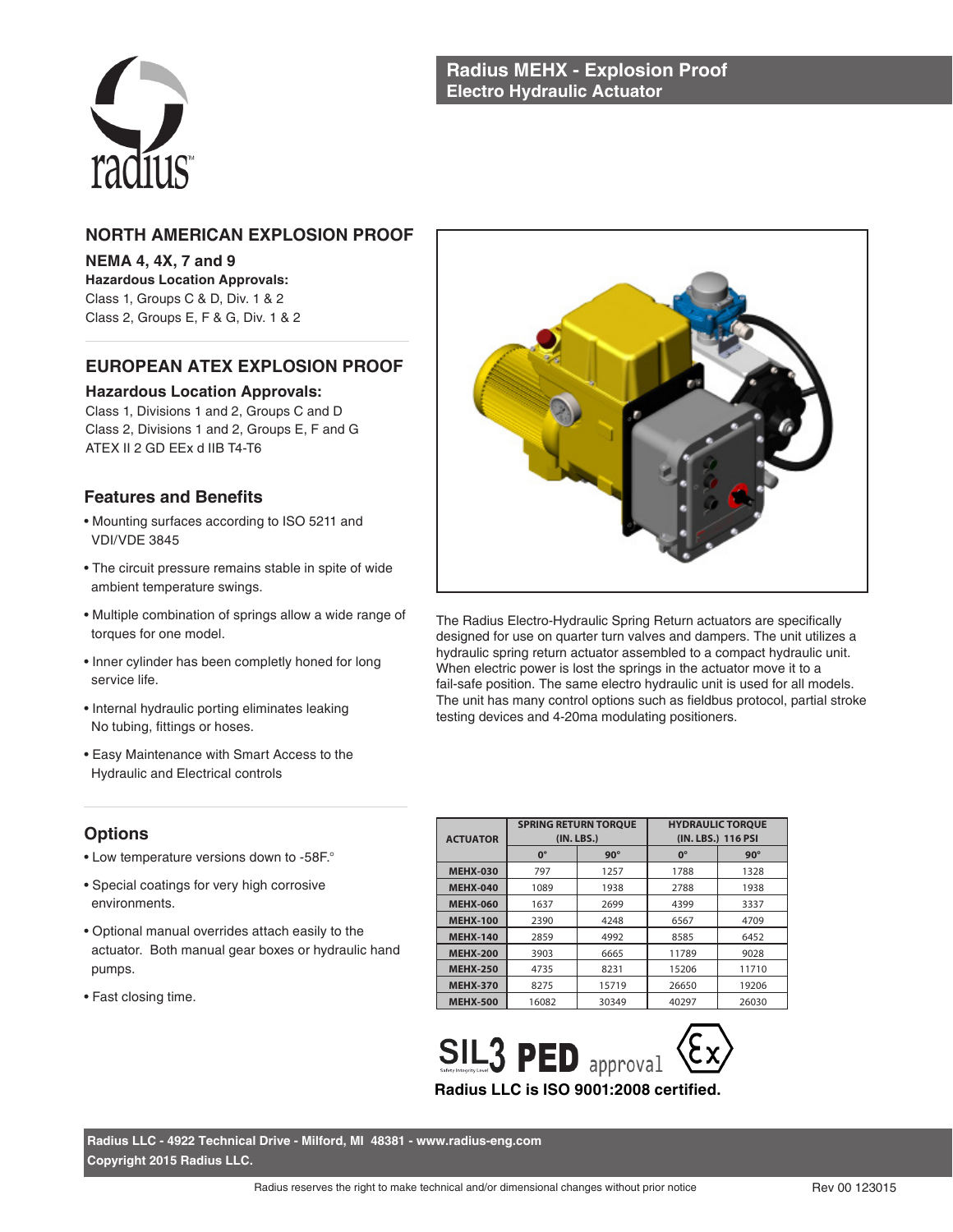# Radius MEHX - Explosion Proof Electro Hydraulic Actuator

## NORTH AMERICAN EXPLOSION PROOF

**NEMA 4, 4X, 7 and 9**

**Hazardous Location Approvals:**

Class 1, Groups C & D, Div. 1 & 2

Class 2, Groups E, F & G, Div. 1 & 2

## EUROPEAN ATEX EXPLOSION PROOF

**Hazardous Location Approvals:**

Class 1, Divisions 1 and 2, Groups C and D

Class 2, Divisions 1 and 2, Groups E, F and G

ATEX II 2 GD EEx d IIB T4-T6

## Features and Benefits

- Mounting surfaces according to ISO 5211 and VDI/VDE 3845
- The circuit pressure remains stable in spite of wide ambient temperature swings.
- Multiple combination of springs allow a wide range of torques for one model.
- Inner cylinder has been completly honed for long service life.
- Internal hydraulic porting eliminates leaking No tubing, fittings or hoses.
- Easy Maintenance with Smart Access to the Hydraulic and Electrical controls

The Radius Electro-Hydraulic Spring Return actuators are specifically designed for use on quarter turn valves and dampers. The unit utilizes a hydraulic spring return actuator assembled to a compact hydraulic unit. When electric power is lost the springs in the actuator move it to a fail-safe position. The same electro hydraulic unit is used for all models. The unit has many control options such as fieldbus protocol, partial stroke testing devices and 4-20ma modulating positioners.

## Options

- Low temperature versions down to -58F.°
- Special coatings for very high corrosive environments.
- Optional manual overrides attach easily to the actuator. Both manual gear boxes or hydraulic hand pumps.
- Fast closing time.

| ACTUATOR | SPRING RETURN TORQUE (IN. LBS.) | | HYDRAULIC TORQUE (IN. LBS.) 116 PSI | |
|---|---|---|---|---|
| | 0° | 90° | 0° | 90° |
| MEHX-030 | 797 | 1257 | 1788 | 1328 |
| MEHX-040 | 1089 | 1938 | 2788 | 1938 |
| MEHX-060 | 1637 | 2699 | 4399 | 3337 |
| MEHX-100 | 2390 | 4248 | 6567 | 4709 |
| MEHX-140 | 2859 | 4992 | 8585 | 6452 |
| MEHX-200 | 3903 | 6665 | 11789 | 9028 |
| MEHX-250 | 4735 | 8231 | 15206 | 11710 |
| MEHX-370 | 8275 | 15719 | 26650 | 19206 |
| MEHX-500 | 16082 | 30349 | 40297 | 26030 |

SIL3 PED approval Ex

**Radius LLC is ISO 9001:2008 certified.**

**Radius LLC - 4922 Technical Drive - Milford, MI 48381 - www.radius-eng.com**

**Copyright 2015 Radius LLC.**

Radius reserves the right to make technical and/or dimensional changes without prior notice

Rev 00 123015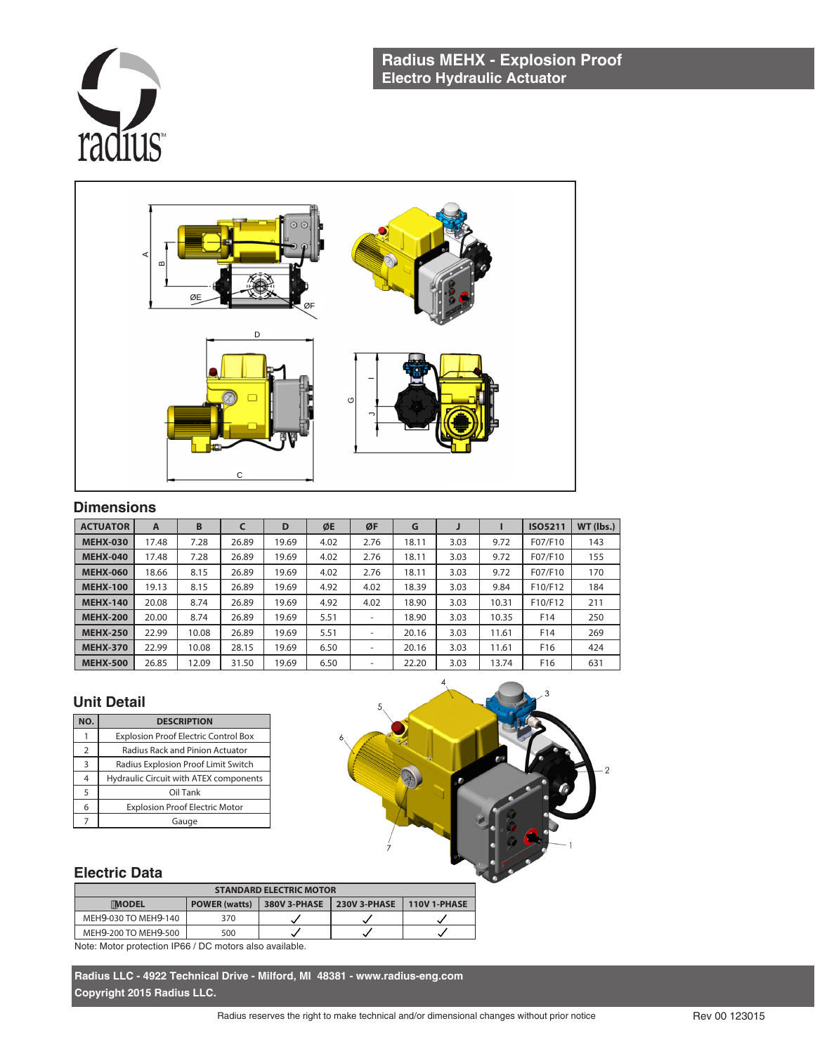# Radius MEHX - Explosion Proof Electro Hydraulic Actuator

## Dimensions

| ACTUATOR | A | B | C | D | ØE | ØF | G | J | I | ISO5211 | WT (lbs.) |
|---|---|---|---|---|---|---|---|---|---|---|---|
| MEHX-030 | 17.48 | 7.28 | 26.89 | 19.69 | 4.02 | 2.76 | 18.11 | 3.03 | 9.72 | F07/F10 | 143 |
| MEHX-040 | 17.48 | 7.28 | 26.89 | 19.69 | 4.02 | 2.76 | 18.11 | 3.03 | 9.72 | F07/F10 | 155 |
| MEHX-060 | 18.66 | 8.15 | 26.89 | 19.69 | 4.02 | 2.76 | 18.11 | 3.03 | 9.72 | F07/F10 | 170 |
| MEHX-100 | 19.13 | 8.15 | 26.89 | 19.69 | 4.92 | 4.02 | 18.39 | 3.03 | 9.84 | F10/F12 | 184 |
| MEHX-140 | 20.08 | 8.74 | 26.89 | 19.69 | 4.92 | 4.02 | 18.90 | 3.03 | 10.31 | F10/F12 | 211 |
| MEHX-200 | 20.00 | 8.74 | 26.89 | 19.69 | 5.51 | - | 18.90 | 3.03 | 10.35 | F14 | 250 |
| MEHX-250 | 22.99 | 10.08 | 26.89 | 19.69 | 5.51 | - | 20.16 | 3.03 | 11.61 | F14 | 269 |
| MEHX-370 | 22.99 | 10.08 | 28.15 | 19.69 | 6.50 | - | 20.16 | 3.03 | 11.61 | F16 | 424 |
| MEHX-500 | 26.85 | 12.09 | 31.50 | 19.69 | 6.50 | - | 22.20 | 3.03 | 13.74 | F16 | 631 |

## Unit Detail

| NO. | DESCRIPTION |
|---|---|
| 1 | Explosion Proof Electric Control Box |
| 2 | Radius Rack and Pinion Actuator |
| 3 | Radius Explosion Proof Limit Switch |
| 4 | Hydraulic Circuit with ATEX components |
| 5 | Oil Tank |
| 6 | Explosion Proof Electric Motor |
| 7 | Gauge |

## Electric Data

| STANDARD ELECTRIC MOTOR | | | | |
|---|---|---|---|---|
| MODEL | POWER (watts) | 380V 3-PHASE | 230V 3-PHASE | 110V 1-PHASE |
| MEH9-030 TO MEH9-140 | 370 | ✓ | ✓ | ✓ |
| MEH9-200 TO MEH9-500 | 500 | ✓ | ✓ | ✓ |

Note: Motor protection IP66 / DC motors also available.

**Radius LLC - 4922 Technical Drive - Milford, MI 48381 - www.radius-eng.com**
**Copyright 2015 Radius LLC.**

Radius reserves the right to make technical and/or dimensional changes without prior notice

Rev 00 123015